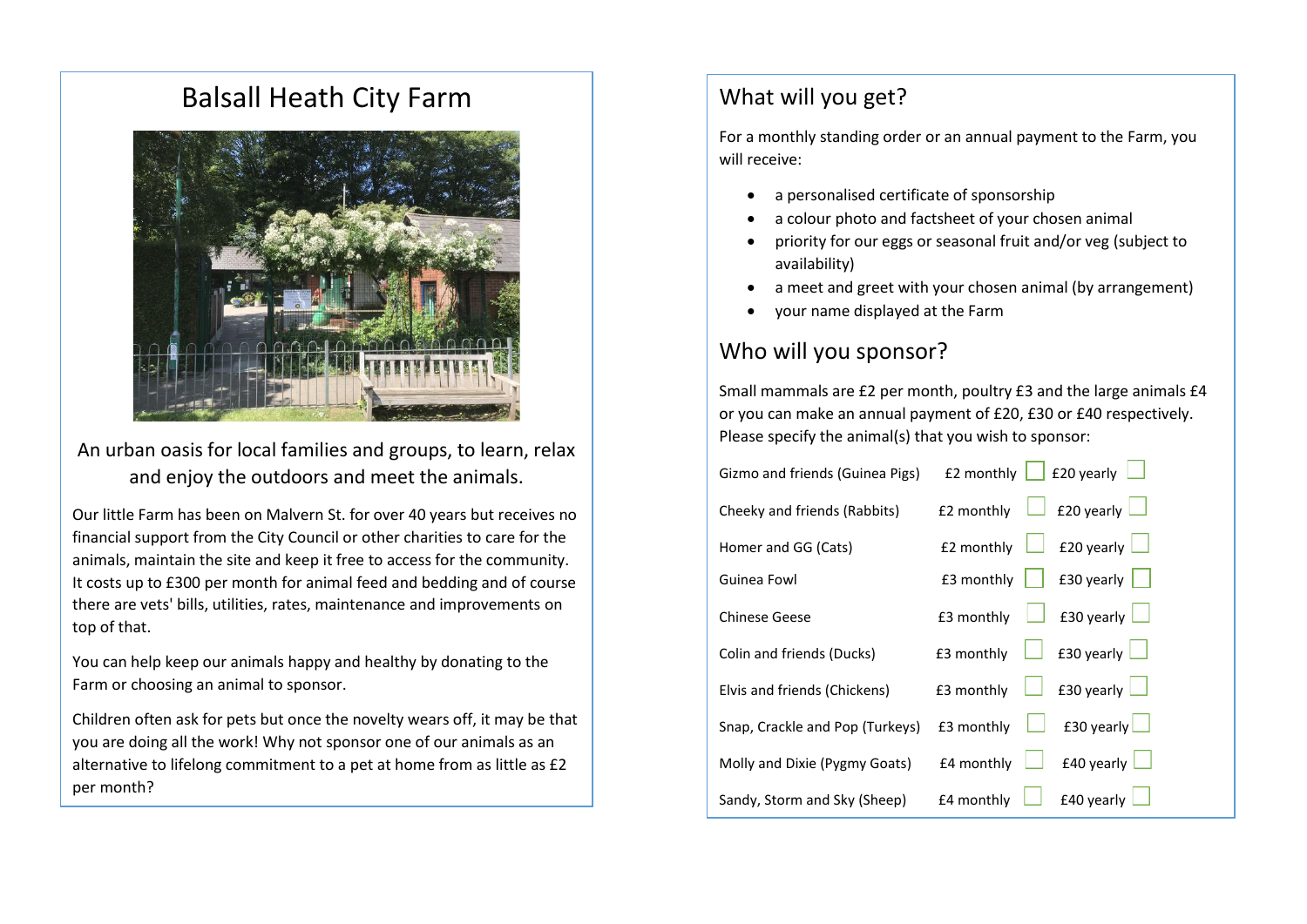# Balsall Heath City Farm

An urban oasis for local families and groups, to learn, relax and enjoy the outdoors and meet the animals.

Our little Farm has been on Malvern St. for over 40 years but receives no financial support from the City Council or other charities to care for the animals, maintain the site and keep it free to access for the community. It costs up to £300 per month for animal feed and bedding and of course there are vets' bills, utilities, rates, maintenance and improvements on top of that.

You can help keep our animals happy and healthy by donating to the Farm or choosing an animal to sponsor.

Children often ask for pets but once the novelty wears off, it may be that you are doing all the work! Why not sponsor one of our animals as an alternative to lifelong commitment to a pet at home from as little as £2 per month?

## What will you get?

For a monthly standing order or an annual payment to the Farm, you will receive:

- a personalised certificate of sponsorship
- a colour photo and factsheet of your chosen animal
- priority for our eggs or seasonal fruit and/or veg (subject to availability)
- a meet and greet with your chosen animal (by arrangement)
- your name displayed at the Farm

## Who will you sponsor?

Small mammals are £2 per month, poultry £3 and the large animals £4 or you can make an annual payment of £20, £30 or £40 respectively. Please specify the animal(s) that you wish to sponsor:

| Animal | Monthly | | Yearly | |
|---|---|---|---|---|
| Gizmo and friends (Guinea Pigs) | £2 monthly | ☐ | £20 yearly | ☐ |
| Cheeky and friends (Rabbits) | £2 monthly | ☐ | £20 yearly | ☐ |
| Homer and GG (Cats) | £2 monthly | ☐ | £20 yearly | ☐ |
| Guinea Fowl | £3 monthly | ☐ | £30 yearly | ☐ |
| Chinese Geese | £3 monthly | ☐ | £30 yearly | ☐ |
| Colin and friends (Ducks) | £3 monthly | ☐ | £30 yearly | ☐ |
| Elvis and friends (Chickens) | £3 monthly | ☐ | £30 yearly | ☐ |
| Snap, Crackle and Pop (Turkeys) | £3 monthly | ☐ | £30 yearly | ☐ |
| Molly and Dixie (Pygmy Goats) | £4 monthly | ☐ | £40 yearly | ☐ |
| Sandy, Storm and Sky (Sheep) | £4 monthly | ☐ | £40 yearly | ☐ |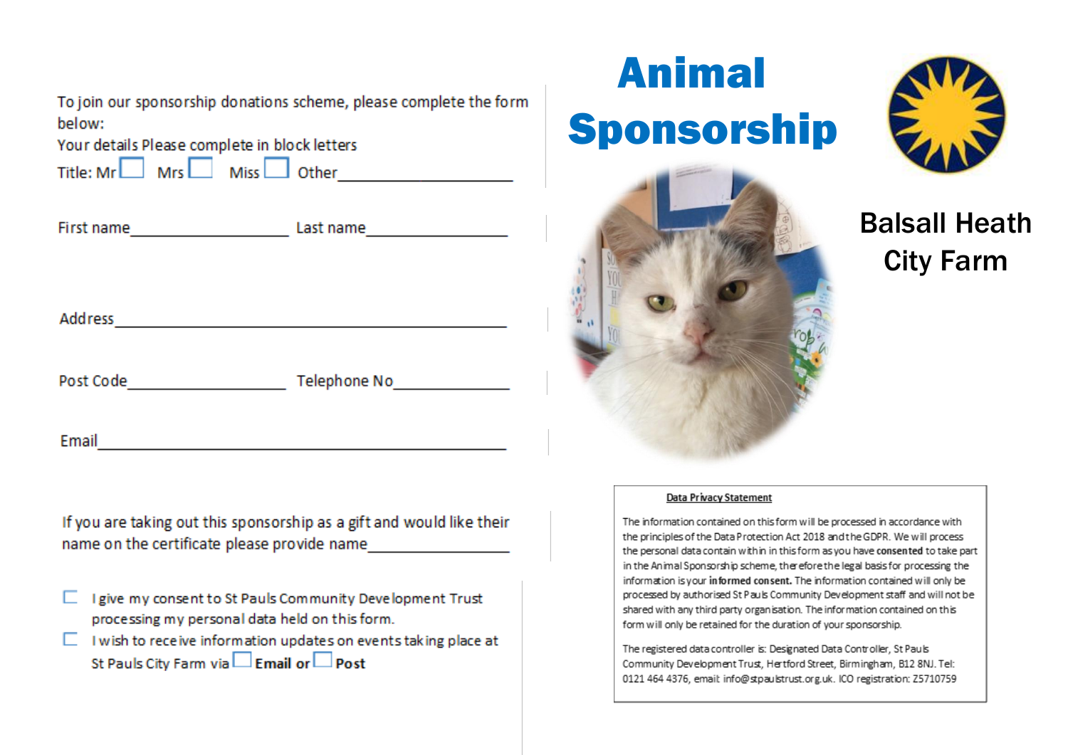To join our sponsorship donations scheme, please complete the form below:

Your details Please complete in block letters

Title: Mr ☐ Mrs ☐ Miss ☐ Other___________________

First name___________________ Last name_________________

Address_____________________________________________

Post Code_________________ Telephone No_____________

Email_______________________________________________

If you are taking out this sponsorship as a gift and would like their name on the certificate please provide name________________

☐ I give my consent to St Pauls Community Development Trust processing my personal data held on this form.

☐ I wish to receive information updates on events taking place at St Pauls City Farm via ☐ **Email or** ☐ **Post**

# Animal Sponsorship

## Balsall Heath City Farm

**Data Privacy Statement**

The information contained on this form will be processed in accordance with the principles of the Data Protection Act 2018 and the GDPR. We will process the personal data contain within in this form as you have **consented** to take part in the Animal Sponsorship scheme, therefore the legal basis for processing the information is your **informed consent.** The information contained will only be processed by authorised St Pauls Community Development staff and will not be shared with any third party organisation. The information contained on this form will only be retained for the duration of your sponsorship.

The registered data controller is: Designated Data Controller, St Pauls Community Development Trust, Hertford Street, Birmingham, B12 8NJ. Tel: 0121 464 4376, email info@stpaulstrust.org.uk. ICO registration: Z5710759